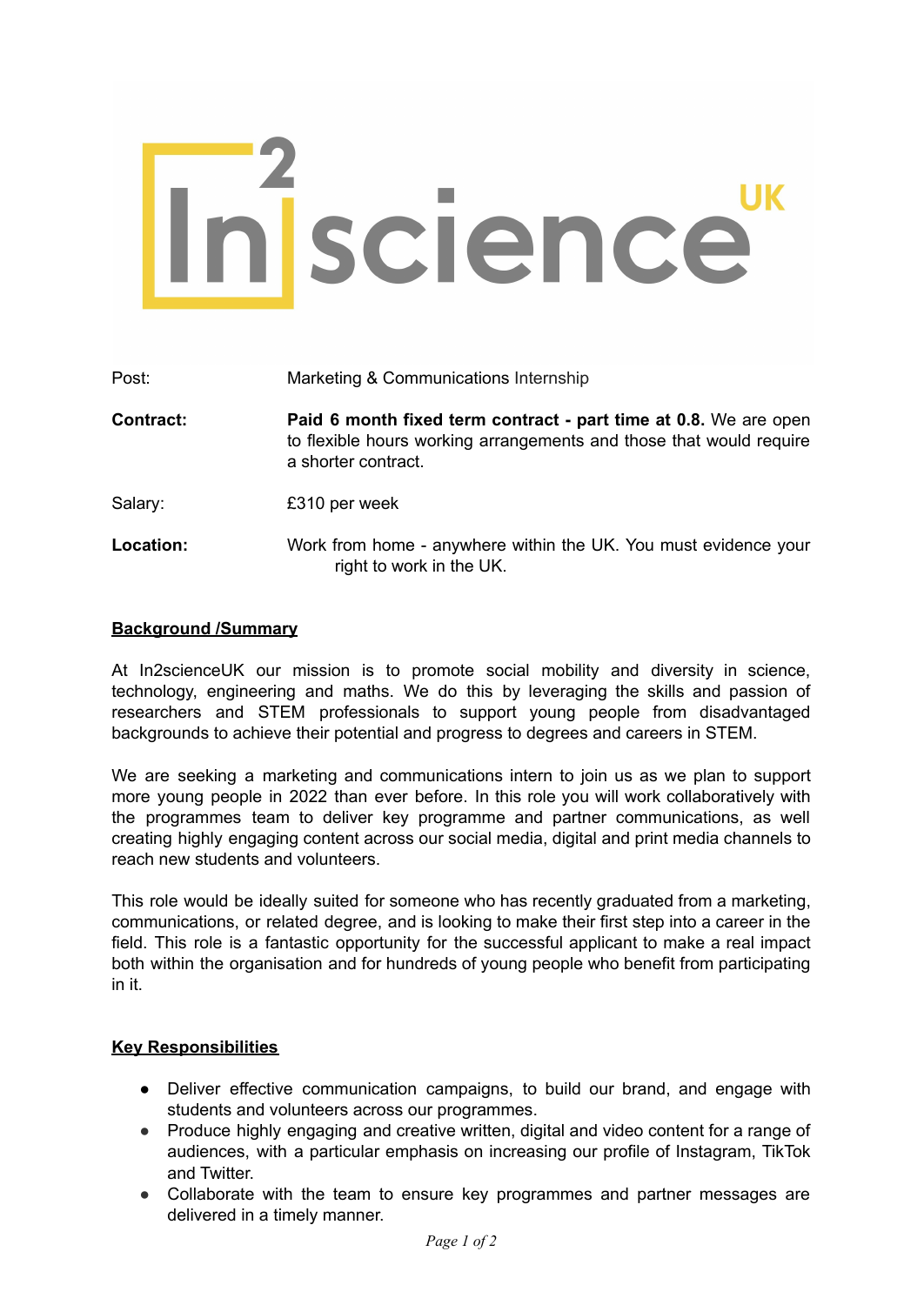In2scienceUK

| | |
|---|---|
| Post: | Marketing & Communications Internship |
| **Contract:** | **Paid 6 month fixed term contract - part time at 0.8.** We are open to flexible hours working arrangements and those that would require a shorter contract. |
| Salary: | £310 per week |
| **Location:** | Work from home - anywhere within the UK. You must evidence your right to work in the UK. |

## Background /Summary

At In2scienceUK our mission is to promote social mobility and diversity in science, technology, engineering and maths. We do this by leveraging the skills and passion of researchers and STEM professionals to support young people from disadvantaged backgrounds to achieve their potential and progress to degrees and careers in STEM.

We are seeking a marketing and communications intern to join us as we plan to support more young people in 2022 than ever before. In this role you will work collaboratively with the programmes team to deliver key programme and partner communications, as well creating highly engaging content across our social media, digital and print media channels to reach new students and volunteers.

This role would be ideally suited for someone who has recently graduated from a marketing, communications, or related degree, and is looking to make their first step into a career in the field. This role is a fantastic opportunity for the successful applicant to make a real impact both within the organisation and for hundreds of young people who benefit from participating in it.

## Key Responsibilities

- Deliver effective communication campaigns, to build our brand, and engage with students and volunteers across our programmes.
- Produce highly engaging and creative written, digital and video content for a range of audiences, with a particular emphasis on increasing our profile of Instagram, TikTok and Twitter.
- Collaborate with the team to ensure key programmes and partner messages are delivered in a timely manner.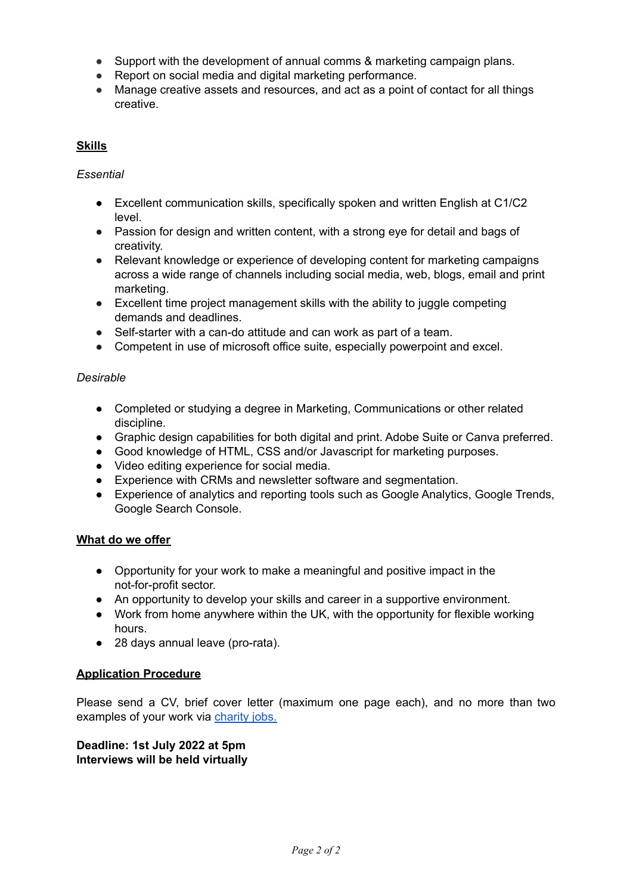- Support with the development of annual comms & marketing campaign plans.
- Report on social media and digital marketing performance.
- Manage creative assets and resources, and act as a point of contact for all things creative.

## Skills

*Essential*

- Excellent communication skills, specifically spoken and written English at C1/C2 level.
- Passion for design and written content, with a strong eye for detail and bags of creativity.
- Relevant knowledge or experience of developing content for marketing campaigns across a wide range of channels including social media, web, blogs, email and print marketing.
- Excellent time project management skills with the ability to juggle competing demands and deadlines.
- Self-starter with a can-do attitude and can work as part of a team.
- Competent in use of microsoft office suite, especially powerpoint and excel.

*Desirable*

- Completed or studying a degree in Marketing, Communications or other related discipline.
- Graphic design capabilities for both digital and print. Adobe Suite or Canva preferred.
- Good knowledge of HTML, CSS and/or Javascript for marketing purposes.
- Video editing experience for social media.
- Experience with CRMs and newsletter software and segmentation.
- Experience of analytics and reporting tools such as Google Analytics, Google Trends, Google Search Console.

## What do we offer

- Opportunity for your work to make a meaningful and positive impact in the not-for-profit sector.
- An opportunity to develop your skills and career in a supportive environment.
- Work from home anywhere within the UK, with the opportunity for flexible working hours.
- 28 days annual leave (pro-rata).

## Application Procedure

Please send a CV, brief cover letter (maximum one page each), and no more than two examples of your work via charity jobs.

**Deadline: 1st July 2022 at 5pm**
**Interviews will be held virtually**